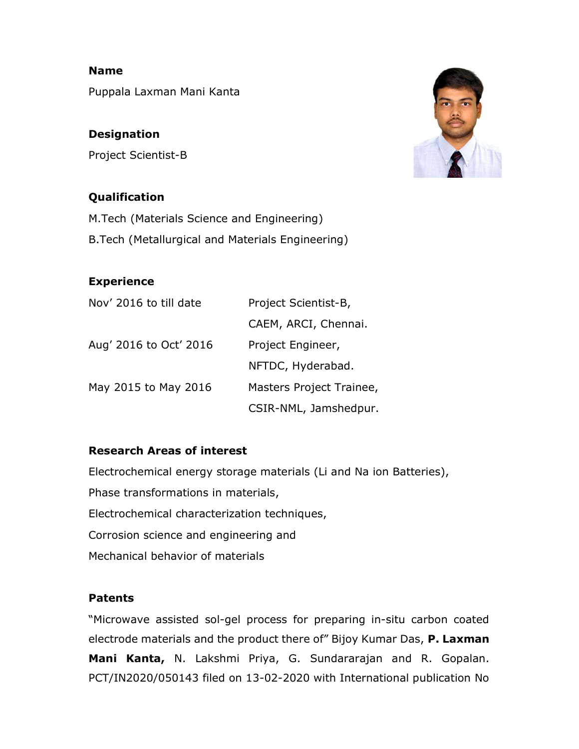**Name**

Puppala Laxman Mani Kanta

**Designation**

Project Scientist-B

**Qualification**

M.Tech (Materials Science and Engineering)

B.Tech (Metallurgical and Materials Engineering)

**Experience**

| | |
|---|---|
| Nov' 2016 to till date | Project Scientist-B, CAEM, ARCI, Chennai. |
| Aug' 2016 to Oct' 2016 | Project Engineer, NFTDC, Hyderabad. |
| May 2015 to May 2016 | Masters Project Trainee, CSIR-NML, Jamshedpur. |

**Research Areas of interest**

Electrochemical energy storage materials (Li and Na ion Batteries),

Phase transformations in materials,

Electrochemical characterization techniques,

Corrosion science and engineering and

Mechanical behavior of materials

**Patents**

"Microwave assisted sol-gel process for preparing in-situ carbon coated electrode materials and the product there of" Bijoy Kumar Das, **P. Laxman Mani Kanta,** N. Lakshmi Priya, G. Sundararajan and R. Gopalan. PCT/IN2020/050143 filed on 13-02-2020 with International publication No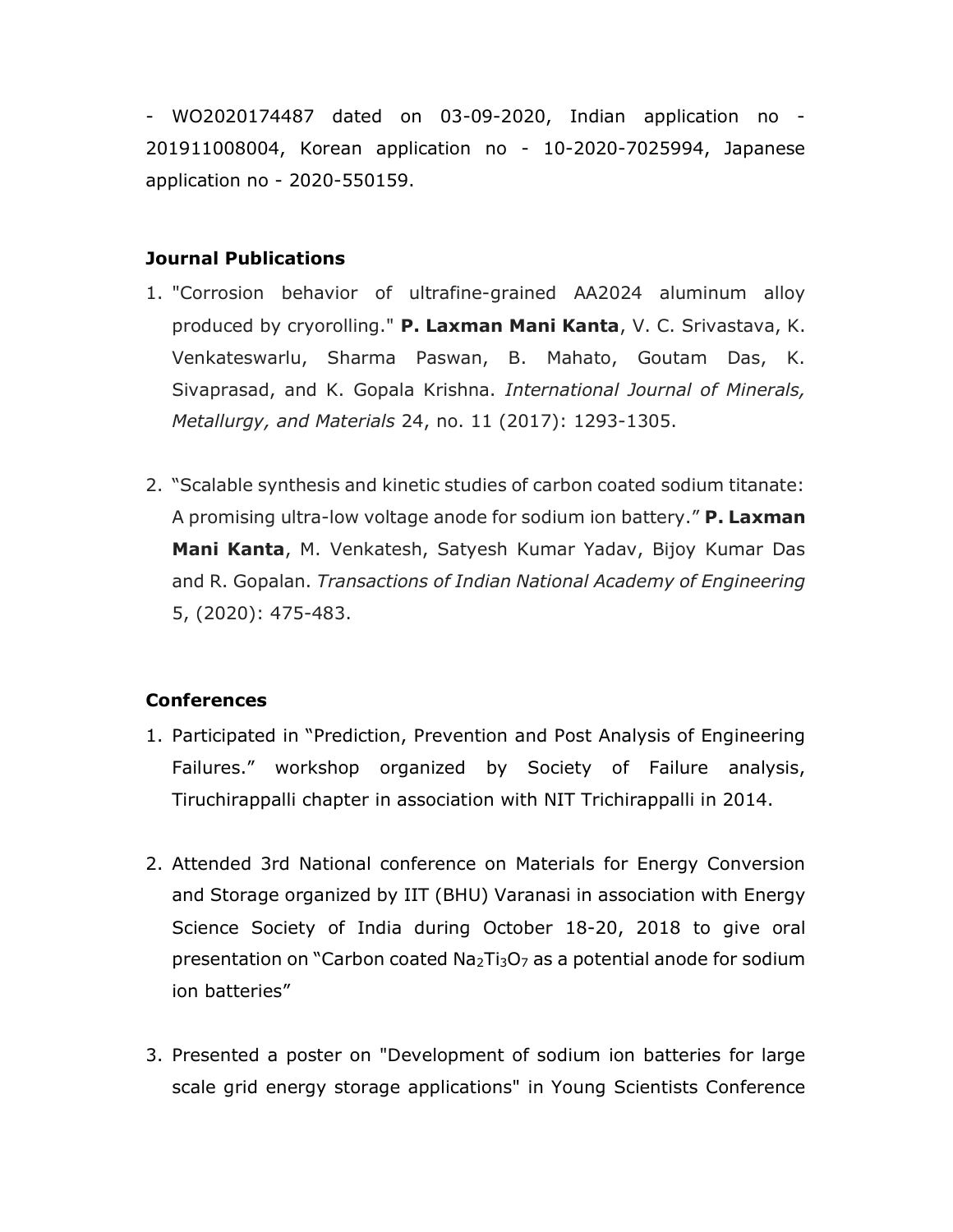- WO2020174487 dated on 03-09-2020, Indian application no - 201911008004, Korean application no - 10-2020-7025994, Japanese application no - 2020-550159.

**Journal Publications**

1. "Corrosion behavior of ultrafine-grained AA2024 aluminum alloy produced by cryorolling." **P. Laxman Mani Kanta**, V. C. Srivastava, K. Venkateswarlu, Sharma Paswan, B. Mahato, Goutam Das, K. Sivaprasad, and K. Gopala Krishna. *International Journal of Minerals, Metallurgy, and Materials* 24, no. 11 (2017): 1293-1305.

2. "Scalable synthesis and kinetic studies of carbon coated sodium titanate: A promising ultra-low voltage anode for sodium ion battery." **P. Laxman Mani Kanta**, M. Venkatesh, Satyesh Kumar Yadav, Bijoy Kumar Das and R. Gopalan. *Transactions of Indian National Academy of Engineering* 5, (2020): 475-483.

**Conferences**

1. Participated in "Prediction, Prevention and Post Analysis of Engineering Failures." workshop organized by Society of Failure analysis, Tiruchirappalli chapter in association with NIT Trichirappalli in 2014.

2. Attended 3rd National conference on Materials for Energy Conversion and Storage organized by IIT (BHU) Varanasi in association with Energy Science Society of India during October 18-20, 2018 to give oral presentation on "Carbon coated $Na_2Ti_3O_7$ as a potential anode for sodium ion batteries"

3. Presented a poster on "Development of sodium ion batteries for large scale grid energy storage applications" in Young Scientists Conference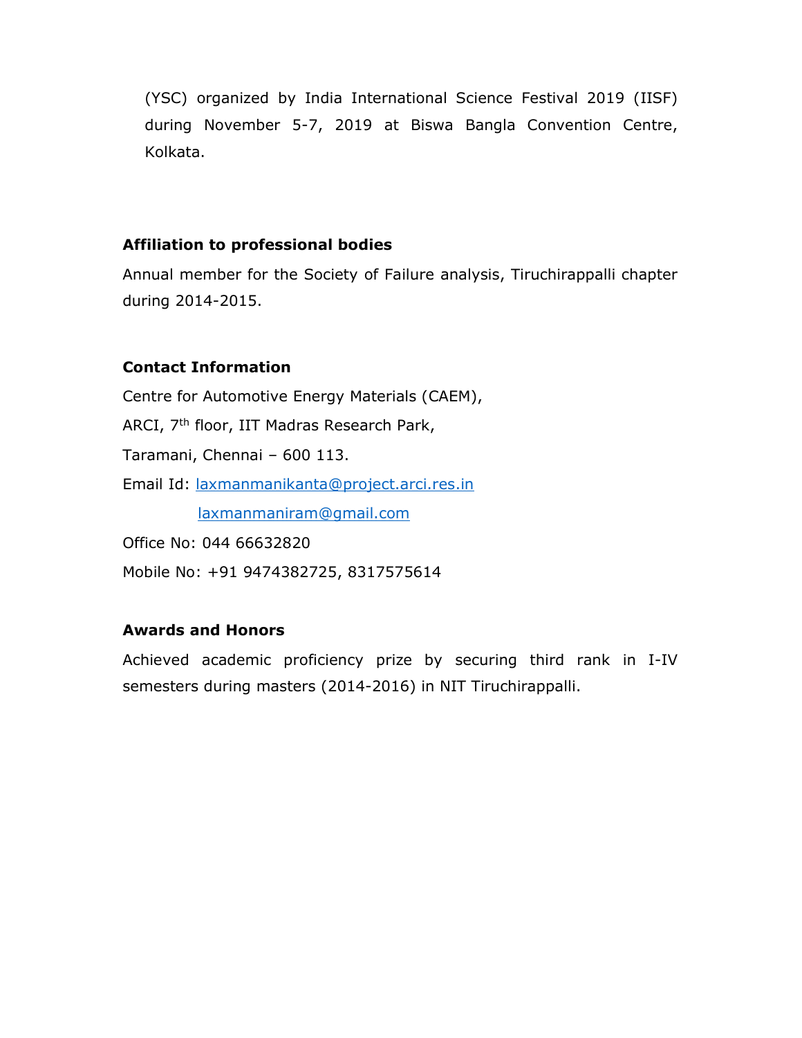(YSC) organized by India International Science Festival 2019 (IISF) during November 5-7, 2019 at Biswa Bangla Convention Centre, Kolkata.

**Affiliation to professional bodies**

Annual member for the Society of Failure analysis, Tiruchirappalli chapter during 2014-2015.

**Contact Information**

Centre for Automotive Energy Materials (CAEM),

ARCI, 7$^{th}$ floor, IIT Madras Research Park,

Taramani, Chennai – 600 113.

Email Id: laxmanmanikanta@project.arci.res.in

laxmanmaniram@gmail.com

Office No: 044 66632820

Mobile No: +91 9474382725, 8317575614

**Awards and Honors**

Achieved academic proficiency prize by securing third rank in I-IV semesters during masters (2014-2016) in NIT Tiruchirappalli.